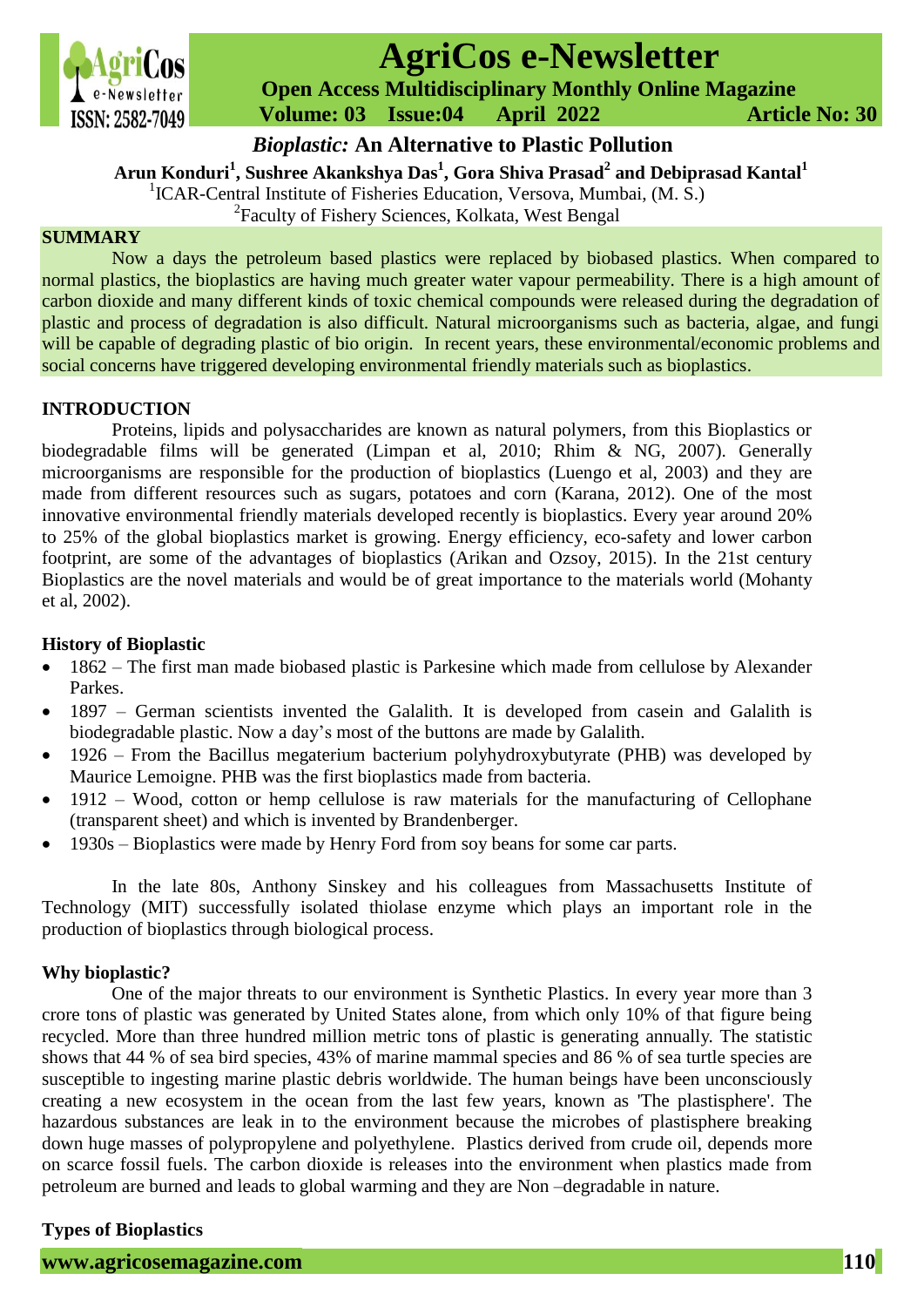# *Bioplastic:* An Alternative to Plastic Pollution

**Arun Konduri[1], Sushree Akankshya Das[1], Gora Shiva Prasad[2] and Debiprasad Kantal[1]**

[1]ICAR-Central Institute of Fisheries Education, Versova, Mumbai, (M. S.)

[2]Faculty of Fishery Sciences, Kolkata, West Bengal

## SUMMARY

Now a days the petroleum based plastics were replaced by biobased plastics. When compared to normal plastics, the bioplastics are having much greater water vapour permeability. There is a high amount of carbon dioxide and many different kinds of toxic chemical compounds were released during the degradation of plastic and process of degradation is also difficult. Natural microorganisms such as bacteria, algae, and fungi will be capable of degrading plastic of bio origin. In recent years, these environmental/economic problems and social concerns have triggered developing environmental friendly materials such as bioplastics.

## INTRODUCTION

Proteins, lipids and polysaccharides are known as natural polymers, from this Bioplastics or biodegradable films will be generated (Limpan et al, 2010; Rhim & NG, 2007). Generally microorganisms are responsible for the production of bioplastics (Luengo et al, 2003) and they are made from different resources such as sugars, potatoes and corn (Karana, 2012). One of the most innovative environmental friendly materials developed recently is bioplastics. Every year around 20% to 25% of the global bioplastics market is growing. Energy efficiency, eco-safety and lower carbon footprint, are some of the advantages of bioplastics (Arikan and Ozsoy, 2015). In the 21st century Bioplastics are the novel materials and would be of great importance to the materials world (Mohanty et al, 2002).

### History of Bioplastic

- 1862 – The first man made biobased plastic is Parkesine which made from cellulose by Alexander Parkes.
- 1897 – German scientists invented the Galalith. It is developed from casein and Galalith is biodegradable plastic. Now a day's most of the buttons are made by Galalith.
- 1926 – From the Bacillus megaterium bacterium polyhydroxybutyrate (PHB) was developed by Maurice Lemoigne. PHB was the first bioplastics made from bacteria.
- 1912 – Wood, cotton or hemp cellulose is raw materials for the manufacturing of Cellophane (transparent sheet) and which is invented by Brandenberger.
- 1930s – Bioplastics were made by Henry Ford from soy beans for some car parts.

In the late 80s, Anthony Sinskey and his colleagues from Massachusetts Institute of Technology (MIT) successfully isolated thiolase enzyme which plays an important role in the production of bioplastics through biological process.

### Why bioplastic?

One of the major threats to our environment is Synthetic Plastics. In every year more than 3 crore tons of plastic was generated by United States alone, from which only 10% of that figure being recycled. More than three hundred million metric tons of plastic is generating annually. The statistic shows that 44 % of sea bird species, 43% of marine mammal species and 86 % of sea turtle species are susceptible to ingesting marine plastic debris worldwide. The human beings have been unconsciously creating a new ecosystem in the ocean from the last few years, known as 'The plastisphere'. The hazardous substances are leak in to the environment because the microbes of plastisphere breaking down huge masses of polypropylene and polyethylene. Plastics derived from crude oil, depends more on scarce fossil fuels. The carbon dioxide is releases into the environment when plastics made from petroleum are burned and leads to global warming and they are Non –degradable in nature.

### Types of Bioplastics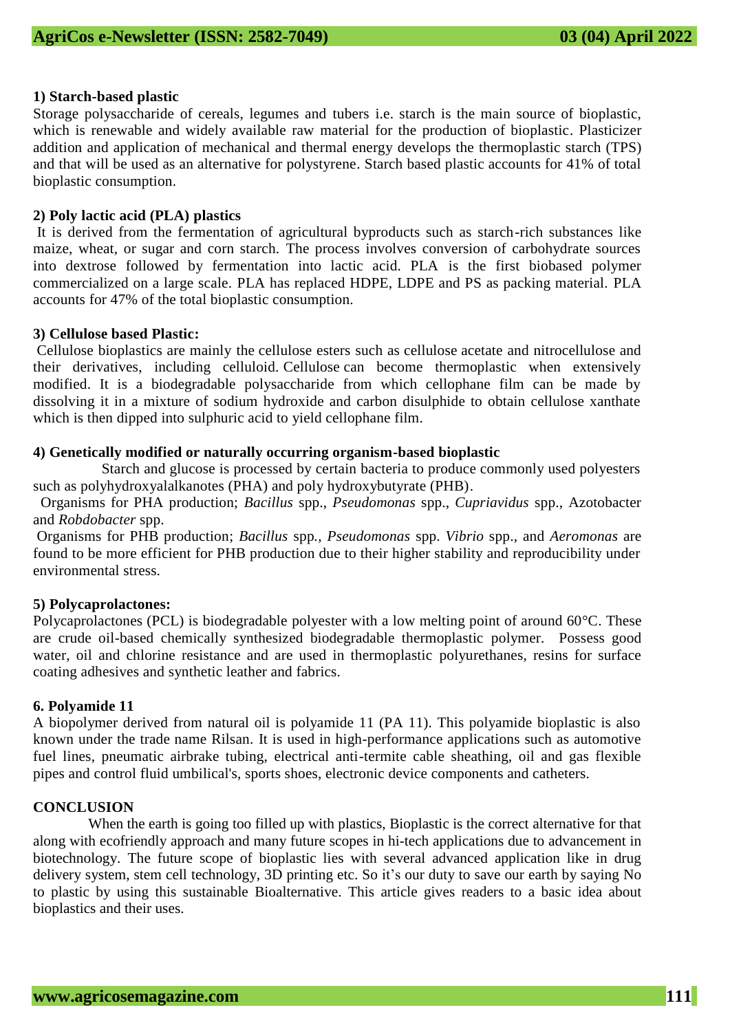**1) Starch-based plastic**

Storage polysaccharide of cereals, legumes and tubers i.e. starch is the main source of bioplastic, which is renewable and widely available raw material for the production of bioplastic. Plasticizer addition and application of mechanical and thermal energy develops the thermoplastic starch (TPS) and that will be used as an alternative for polystyrene. Starch based plastic accounts for 41% of total bioplastic consumption.

**2) Poly lactic acid (PLA) plastics**

It is derived from the fermentation of agricultural byproducts such as starch-rich substances like maize, wheat, or sugar and corn starch. The process involves conversion of carbohydrate sources into dextrose followed by fermentation into lactic acid. PLA is the first biobased polymer commercialized on a large scale. PLA has replaced HDPE, LDPE and PS as packing material. PLA accounts for 47% of the total bioplastic consumption.

**3) Cellulose based Plastic:**

Cellulose bioplastics are mainly the cellulose esters such as cellulose acetate and nitrocellulose and their derivatives, including celluloid. Cellulose can become thermoplastic when extensively modified. It is a biodegradable polysaccharide from which cellophane film can be made by dissolving it in a mixture of sodium hydroxide and carbon disulphide to obtain cellulose xanthate which is then dipped into sulphuric acid to yield cellophane film.

**4) Genetically modified or naturally occurring organism-based bioplastic**

Starch and glucose is processed by certain bacteria to produce commonly used polyesters such as polyhydroxyalalkanotes (PHA) and poly hydroxybutyrate (PHB).

Organisms for PHA production; *Bacillus* spp., *Pseudomonas* spp., *Cupriavidus* spp., Azotobacter and *Robdobacter* spp.

Organisms for PHB production; *Bacillus* spp*.*, *Pseudomonas* spp. *Vibrio* spp., and *Aeromonas* are found to be more efficient for PHB production due to their higher stability and reproducibility under environmental stress.

**5) Polycaprolactones:**

Polycaprolactones (PCL) is biodegradable polyester with a low melting point of around 60°C. These are crude oil-based chemically synthesized biodegradable thermoplastic polymer. Possess good water, oil and chlorine resistance and are used in thermoplastic polyurethanes, resins for surface coating adhesives and synthetic leather and fabrics.

**6. Polyamide 11**

A biopolymer derived from natural oil is polyamide 11 (PA 11). This polyamide bioplastic is also known under the trade name Rilsan. It is used in high-performance applications such as automotive fuel lines, pneumatic airbrake tubing, electrical anti-termite cable sheathing, oil and gas flexible pipes and control fluid umbilical's, sports shoes, electronic device components and catheters.

## CONCLUSION

When the earth is going too filled up with plastics, Bioplastic is the correct alternative for that along with ecofriendly approach and many future scopes in hi-tech applications due to advancement in biotechnology. The future scope of bioplastic lies with several advanced application like in drug delivery system, stem cell technology, 3D printing etc. So it's our duty to save our earth by saying No to plastic by using this sustainable Bioalternative. This article gives readers to a basic idea about bioplastics and their uses.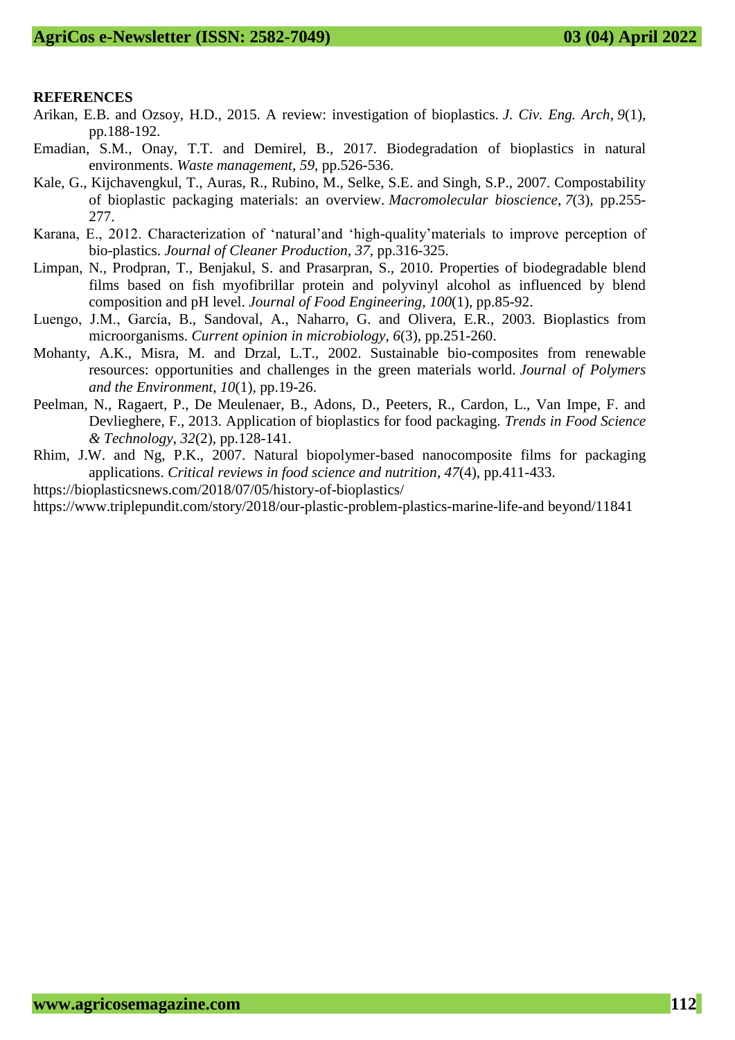**REFERENCES**

Arikan, E.B. and Ozsoy, H.D., 2015. A review: investigation of bioplastics. *J. Civ. Eng. Arch*, *9*(1), pp.188-192.

Emadian, S.M., Onay, T.T. and Demirel, B., 2017. Biodegradation of bioplastics in natural environments. *Waste management*, *59*, pp.526-536.

Kale, G., Kijchavengkul, T., Auras, R., Rubino, M., Selke, S.E. and Singh, S.P., 2007. Compostability of bioplastic packaging materials: an overview. *Macromolecular bioscience*, *7*(3), pp.255-277.

Karana, E., 2012. Characterization of 'natural'and 'high-quality'materials to improve perception of bio-plastics. *Journal of Cleaner Production*, *37*, pp.316-325.

Limpan, N., Prodpran, T., Benjakul, S. and Prasarpran, S., 2010. Properties of biodegradable blend films based on fish myofibrillar protein and polyvinyl alcohol as influenced by blend composition and pH level. *Journal of Food Engineering*, *100*(1), pp.85-92.

Luengo, J.M., García, B., Sandoval, A., Naharro, G. and Olivera, E.R., 2003. Bioplastics from microorganisms. *Current opinion in microbiology*, *6*(3), pp.251-260.

Mohanty, A.K., Misra, M. and Drzal, L.T., 2002. Sustainable bio-composites from renewable resources: opportunities and challenges in the green materials world. *Journal of Polymers and the Environment*, *10*(1), pp.19-26.

Peelman, N., Ragaert, P., De Meulenaer, B., Adons, D., Peeters, R., Cardon, L., Van Impe, F. and Devlieghere, F., 2013. Application of bioplastics for food packaging. *Trends in Food Science & Technology*, *32*(2), pp.128-141.

Rhim, J.W. and Ng, P.K., 2007. Natural biopolymer-based nanocomposite films for packaging applications. *Critical reviews in food science and nutrition*, *47*(4), pp.411-433.

https://bioplasticsnews.com/2018/07/05/history-of-bioplastics/

https://www.triplepundit.com/story/2018/our-plastic-problem-plastics-marine-life-and beyond/11841